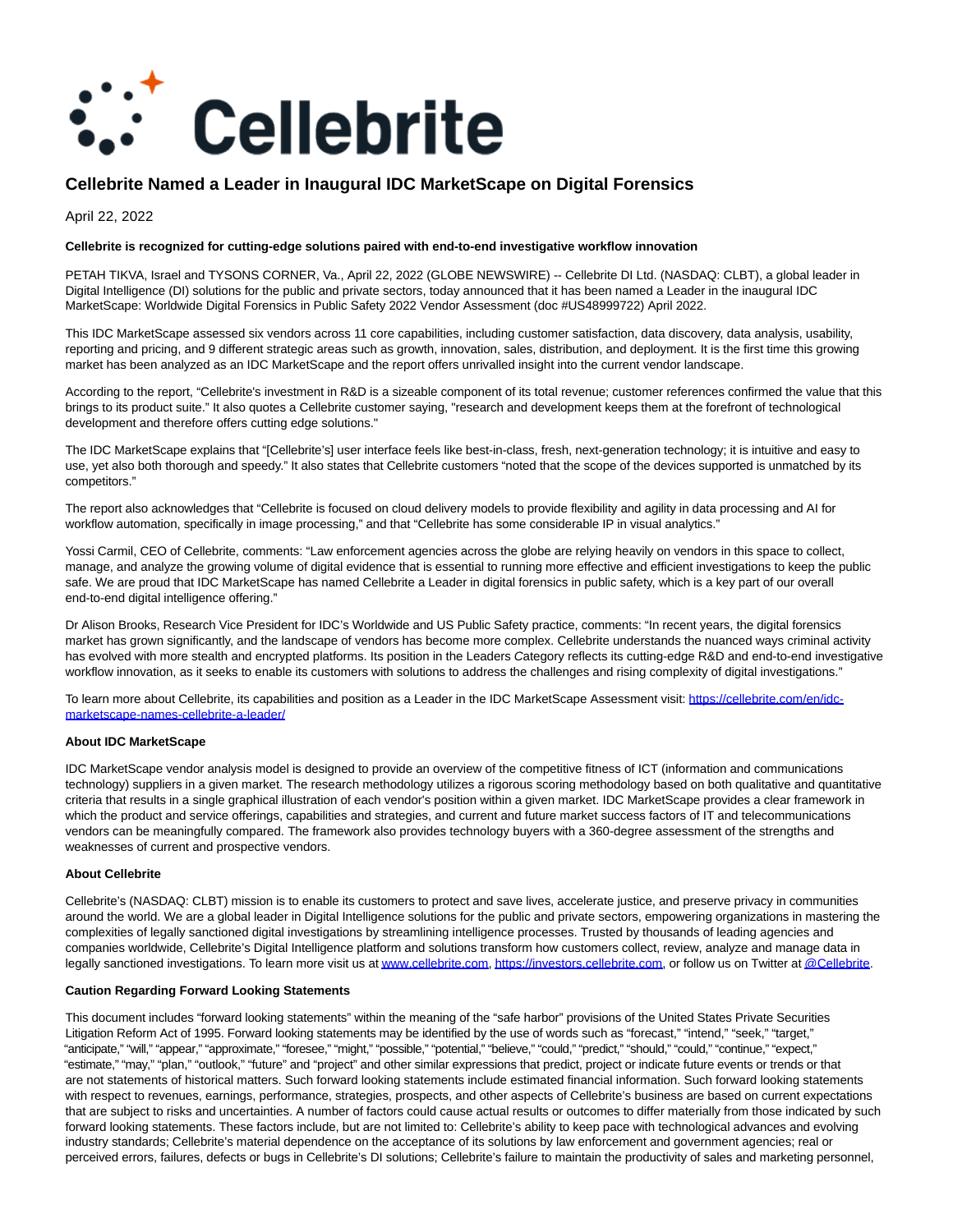# Cellebrite Named a Leader in Inaugural IDC MarketScape on Digital Forensics

April 22, 2022

**Cellebrite is recognized for cutting-edge solutions paired with end-to-end investigative workflow innovation**

PETAH TIKVA, Israel and TYSONS CORNER, Va., April 22, 2022 (GLOBE NEWSWIRE) -- Cellebrite DI Ltd. (NASDAQ: CLBT), a global leader in Digital Intelligence (DI) solutions for the public and private sectors, today announced that it has been named a Leader in the inaugural IDC MarketScape: Worldwide Digital Forensics in Public Safety 2022 Vendor Assessment (doc #US48999722) April 2022.

This IDC MarketScape assessed six vendors across 11 core capabilities, including customer satisfaction, data discovery, data analysis, usability, reporting and pricing, and 9 different strategic areas such as growth, innovation, sales, distribution, and deployment. It is the first time this growing market has been analyzed as an IDC MarketScape and the report offers unrivalled insight into the current vendor landscape.

According to the report, "Cellebrite's investment in R&D is a sizeable component of its total revenue; customer references confirmed the value that this brings to its product suite." It also quotes a Cellebrite customer saying, "research and development keeps them at the forefront of technological development and therefore offers cutting edge solutions."

The IDC MarketScape explains that "[Cellebrite's] user interface feels like best-in-class, fresh, next-generation technology; it is intuitive and easy to use, yet also both thorough and speedy." It also states that Cellebrite customers "noted that the scope of the devices supported is unmatched by its competitors."

The report also acknowledges that "Cellebrite is focused on cloud delivery models to provide flexibility and agility in data processing and AI for workflow automation, specifically in image processing," and that "Cellebrite has some considerable IP in visual analytics."

Yossi Carmil, CEO of Cellebrite, comments: "Law enforcement agencies across the globe are relying heavily on vendors in this space to collect, manage, and analyze the growing volume of digital evidence that is essential to running more effective and efficient investigations to keep the public safe. We are proud that IDC MarketScape has named Cellebrite a Leader in digital forensics in public safety, which is a key part of our overall end-to-end digital intelligence offering."

Dr Alison Brooks, Research Vice President for IDC's Worldwide and US Public Safety practice, comments: "In recent years, the digital forensics market has grown significantly, and the landscape of vendors has become more complex. Cellebrite understands the nuanced ways criminal activity has evolved with more stealth and encrypted platforms. Its position in the Leaders Category reflects its cutting-edge R&D and end-to-end investigative workflow innovation, as it seeks to enable its customers with solutions to address the challenges and rising complexity of digital investigations."

To learn more about Cellebrite, its capabilities and position as a Leader in the IDC MarketScape Assessment visit: [https://cellebrite.com/en/idc-marketscape-names-cellebrite-a-leader/](https://cellebrite.com/en/idc-marketscape-names-cellebrite-a-leader/)

**About IDC MarketScape**

IDC MarketScape vendor analysis model is designed to provide an overview of the competitive fitness of ICT (information and communications technology) suppliers in a given market. The research methodology utilizes a rigorous scoring methodology based on both qualitative and quantitative criteria that results in a single graphical illustration of each vendor's position within a given market. IDC MarketScape provides a clear framework in which the product and service offerings, capabilities and strategies, and current and future market success factors of IT and telecommunications vendors can be meaningfully compared. The framework also provides technology buyers with a 360-degree assessment of the strengths and weaknesses of current and prospective vendors.

**About Cellebrite**

Cellebrite's (NASDAQ: CLBT) mission is to enable its customers to protect and save lives, accelerate justice, and preserve privacy in communities around the world. We are a global leader in Digital Intelligence solutions for the public and private sectors, empowering organizations in mastering the complexities of legally sanctioned digital investigations by streamlining intelligence processes. Trusted by thousands of leading agencies and companies worldwide, Cellebrite's Digital Intelligence platform and solutions transform how customers collect, review, analyze and manage data in legally sanctioned investigations. To learn more visit us at [www.cellebrite.com](www.cellebrite.com), [https://investors.cellebrite.com](https://investors.cellebrite.com), or follow us on Twitter at @Cellebrite.

**Caution Regarding Forward Looking Statements**

This document includes "forward looking statements" within the meaning of the "safe harbor" provisions of the United States Private Securities Litigation Reform Act of 1995. Forward looking statements may be identified by the use of words such as "forecast," "intend," "seek," "target," "anticipate," "will," "appear," "approximate," "foresee," "might," "possible," "potential," "believe," "could," "predict," "should," "could," "continue," "expect," "estimate," "may," "plan," "outlook," "future" and "project" and other similar expressions that predict, project or indicate future events or trends or that are not statements of historical matters. Such forward looking statements include estimated financial information. Such forward looking statements with respect to revenues, earnings, performance, strategies, prospects, and other aspects of Cellebrite's business are based on current expectations that are subject to risks and uncertainties. A number of factors could cause actual results or outcomes to differ materially from those indicated by such forward looking statements. These factors include, but are not limited to: Cellebrite's ability to keep pace with technological advances and evolving industry standards; Cellebrite's material dependence on the acceptance of its solutions by law enforcement and government agencies; real or perceived errors, failures, defects or bugs in Cellebrite's DI solutions; Cellebrite's failure to maintain the productivity of sales and marketing personnel,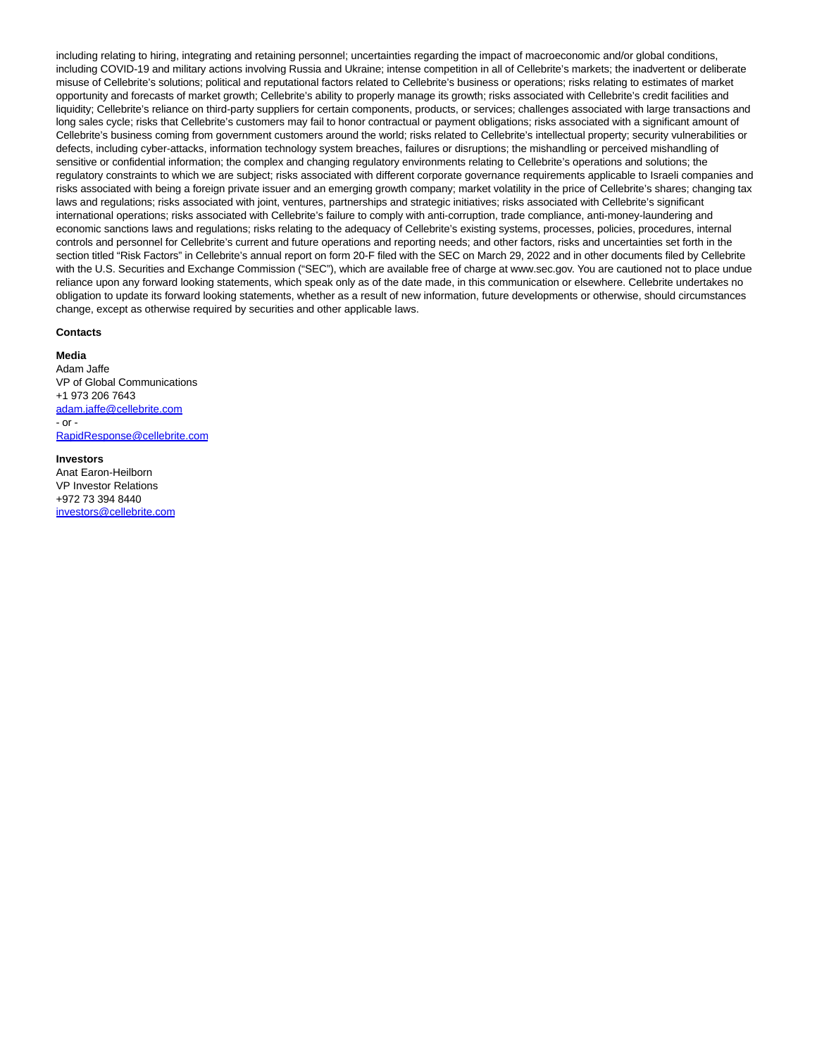including relating to hiring, integrating and retaining personnel; uncertainties regarding the impact of macroeconomic and/or global conditions, including COVID-19 and military actions involving Russia and Ukraine; intense competition in all of Cellebrite's markets; the inadvertent or deliberate misuse of Cellebrite's solutions; political and reputational factors related to Cellebrite's business or operations; risks relating to estimates of market opportunity and forecasts of market growth; Cellebrite's ability to properly manage its growth; risks associated with Cellebrite's credit facilities and liquidity; Cellebrite's reliance on third-party suppliers for certain components, products, or services; challenges associated with large transactions and long sales cycle; risks that Cellebrite's customers may fail to honor contractual or payment obligations; risks associated with a significant amount of Cellebrite's business coming from government customers around the world; risks related to Cellebrite's intellectual property; security vulnerabilities or defects, including cyber-attacks, information technology system breaches, failures or disruptions; the mishandling or perceived mishandling of sensitive or confidential information; the complex and changing regulatory environments relating to Cellebrite's operations and solutions; the regulatory constraints to which we are subject; risks associated with different corporate governance requirements applicable to Israeli companies and risks associated with being a foreign private issuer and an emerging growth company; market volatility in the price of Cellebrite's shares; changing tax laws and regulations; risks associated with joint, ventures, partnerships and strategic initiatives; risks associated with Cellebrite's significant international operations; risks associated with Cellebrite's failure to comply with anti-corruption, trade compliance, anti-money-laundering and economic sanctions laws and regulations; risks relating to the adequacy of Cellebrite's existing systems, processes, policies, procedures, internal controls and personnel for Cellebrite's current and future operations and reporting needs; and other factors, risks and uncertainties set forth in the section titled "Risk Factors" in Cellebrite's annual report on form 20-F filed with the SEC on March 29, 2022 and in other documents filed by Cellebrite with the U.S. Securities and Exchange Commission ("SEC"), which are available free of charge at www.sec.gov. You are cautioned not to place undue reliance upon any forward looking statements, which speak only as of the date made, in this communication or elsewhere. Cellebrite undertakes no obligation to update its forward looking statements, whether as a result of new information, future developments or otherwise, should circumstances change, except as otherwise required by securities and other applicable laws.

**Contacts**

**Media**
Adam Jaffe
VP of Global Communications
+1 973 206 7643
adam.jaffe@cellebrite.com
- or -
RapidResponse@cellebrite.com

**Investors**
Anat Earon-Heilborn
VP Investor Relations
+972 73 394 8440
investors@cellebrite.com